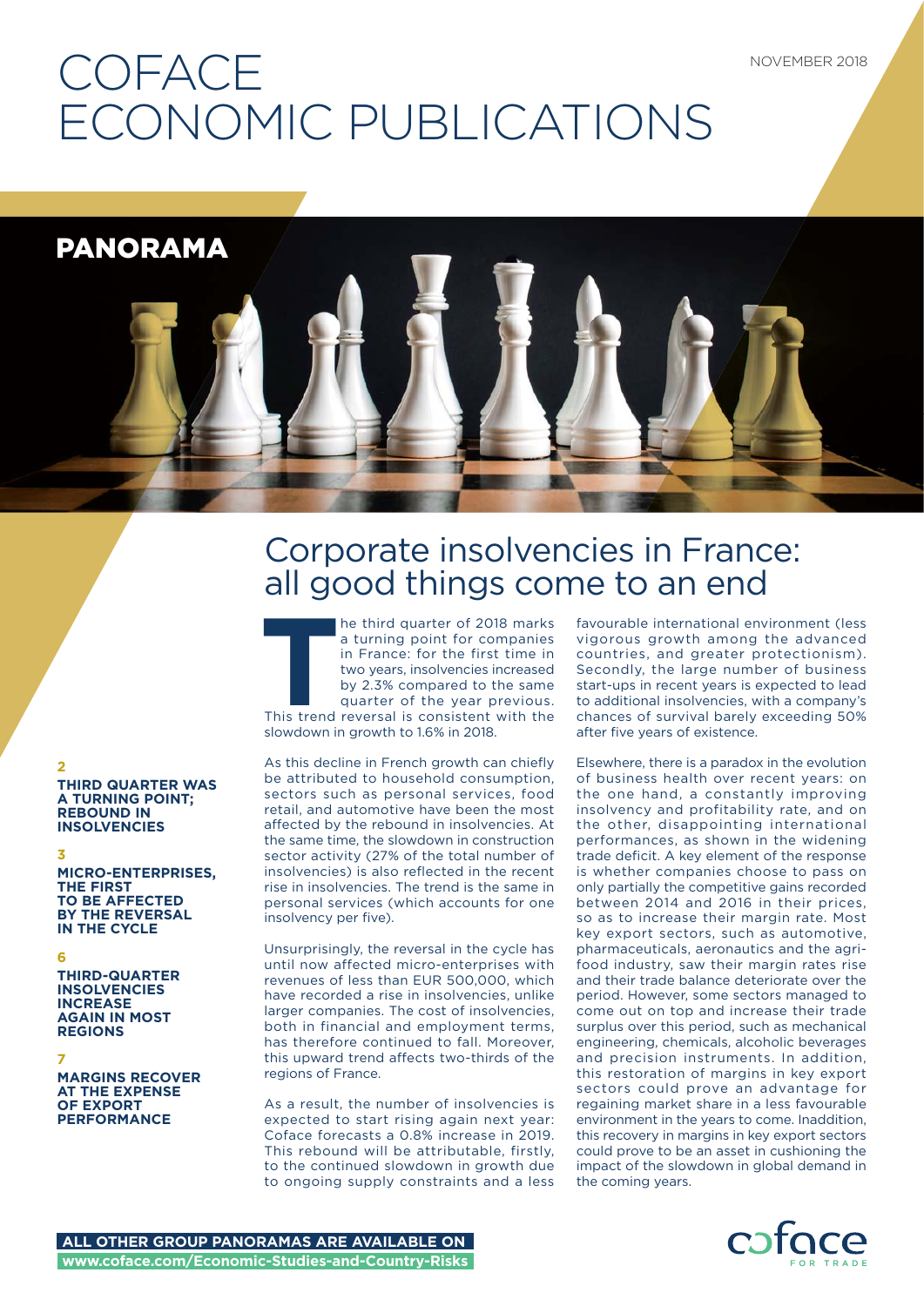# COFACE ECONOMIC PUBLICATIONS

NOVEMBER 2018

## PANORAMA

# Corporate insolvencies in France: all good things come to an end

The third quarter of 2018 marks a turning point for companies in France: for the first time in two years, insolvencies increased by 2.3% compared to the same quarter of the year previous. This trend reversal is consistent with the slowdown in growth to 1.6% in 2018.

As this decline in French growth can chiefly be attributed to household consumption, sectors such as personal services, food retail, and automotive have been the most affected by the rebound in insolvencies. At the same time, the slowdown in construction sector activity (27% of the total number of insolvencies) is also reflected in the recent rise in insolvencies. The trend is the same in personal services (which accounts for one insolvency per five).

Unsurprisingly, the reversal in the cycle has until now affected micro-enterprises with revenues of less than EUR 500,000, which have recorded a rise in insolvencies, unlike larger companies. The cost of insolvencies, both in financial and employment terms, has therefore continued to fall. Moreover, this upward trend affects two-thirds of the regions of France.

As a result, the number of insolvencies is expected to start rising again next year: Coface forecasts a 0.8% increase in 2019. This rebound will be attributable, firstly, to the continued slowdown in growth due to ongoing supply constraints and a less favourable international environment (less vigorous growth among the advanced countries, and greater protectionism). Secondly, the large number of business start-ups in recent years is expected to lead to additional insolvencies, with a company's chances of survival barely exceeding 50% after five years of existence.

Elsewhere, there is a paradox in the evolution of business health over recent years: on the one hand, a constantly improving insolvency and profitability rate, and on the other, disappointing international performances, as shown in the widening trade deficit. A key element of the response is whether companies choose to pass on only partially the competitive gains recorded between 2014 and 2016 in their prices, so as to increase their margin rate. Most key export sectors, such as automotive, pharmaceuticals, aeronautics and the agri-food industry, saw their margin rates rise and their trade balance deteriorate over the period. However, some sectors managed to come out on top and increase their trade surplus over this period, such as mechanical engineering, chemicals, alcoholic beverages and precision instruments. In addition, this restoration of margins in key export sectors could prove an advantage for regaining market share in a less favourable environment in the years to come. Inaddition, this recovery in margins in key export sectors could prove to be an asset in cushioning the impact of the slowdown in global demand in the coming years.

**2**
**THIRD QUARTER WAS A TURNING POINT; REBOUND IN INSOLVENCIES**

**3**
**MICRO-ENTERPRISES, THE FIRST TO BE AFFECTED BY THE REVERSAL IN THE CYCLE**

**6**
**THIRD-QUARTER INSOLVENCIES INCREASE AGAIN IN MOST REGIONS**

**7**
**MARGINS RECOVER AT THE EXPENSE OF EXPORT PERFORMANCE**

**ALL OTHER GROUP PANORAMAS ARE AVAILABLE ON**
**www.coface.com/Economic-Studies-and-Country-Risks**

coface FOR TRADE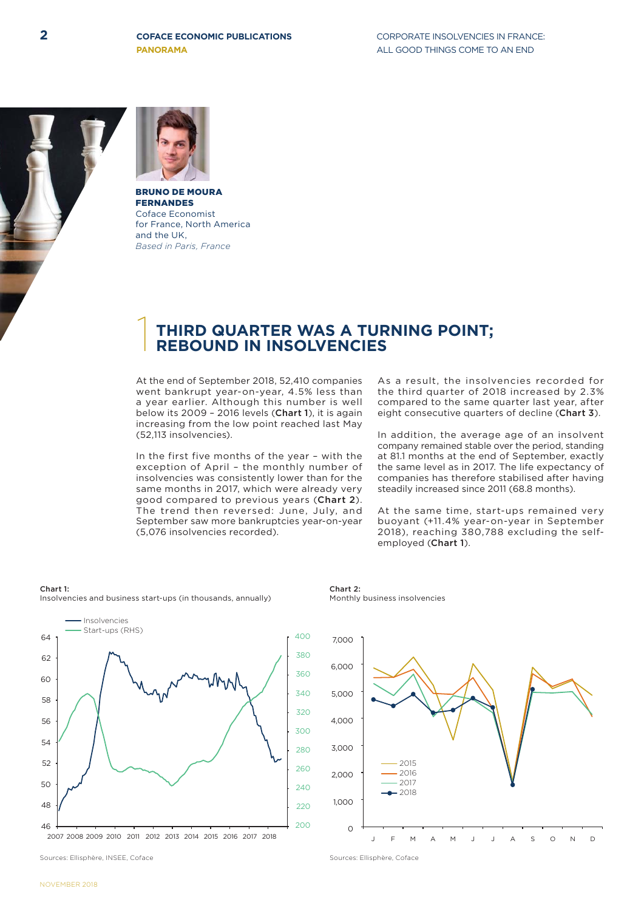**BRUNO DE MOURA FERNANDES**
Coface Economist for France, North America and the UK,
*Based in Paris, France*

# 1 THIRD QUARTER WAS A TURNING POINT; REBOUND IN INSOLVENCIES

At the end of September 2018, 52,410 companies went bankrupt year-on-year, 4.5% less than a year earlier. Although this number is well below its 2009 – 2016 levels (**Chart 1**), it is again increasing from the low point reached last May (52,113 insolvencies).

In the first five months of the year – with the exception of April – the monthly number of insolvencies was consistently lower than for the same months in 2017, which were already very good compared to previous years (**Chart 2**). The trend then reversed: June, July, and September saw more bankruptcies year-on-year (5,076 insolvencies recorded).

As a result, the insolvencies recorded for the third quarter of 2018 increased by 2.3% compared to the same quarter last year, after eight consecutive quarters of decline (**Chart 3**).

In addition, the average age of an insolvent company remained stable over the period, standing at 81.1 months at the end of September, exactly the same level as in 2017. The life expectancy of companies has therefore stabilised after having steadily increased since 2011 (68.8 months).

At the same time, start-ups remained very buoyant (+11.4% year-on-year in September 2018), reaching 380,788 excluding the self-employed (**Chart 1**).

**Chart 1:**
Insolvencies and business start-ups (in thousands, annually)

Sources: Ellisphère, INSEE, Coface

**Chart 2:**
Monthly business insolvencies

Sources: Ellisphère, Coface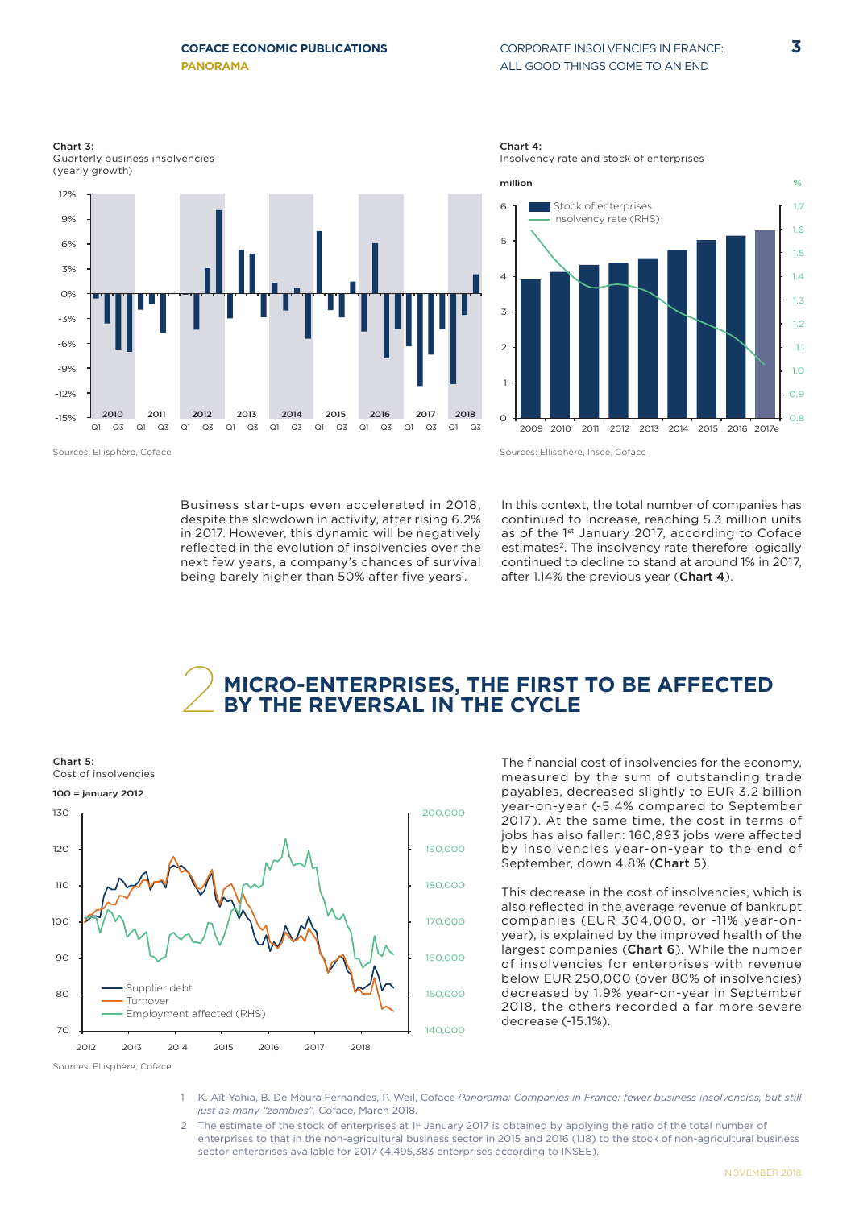**Chart 3:**
Quarterly business insolvencies
(yearly growth)

Sources: Ellisphère, Coface

**Chart 4:**
Insolvency rate and stock of enterprises

Sources: Ellisphère, Insee, Coface

Business start-ups even accelerated in 2018, despite the slowdown in activity, after rising 6.2% in 2017. However, this dynamic will be negatively reflected in the evolution of insolvencies over the next few years, a company's chances of survival being barely higher than 50% after five years[1].

In this context, the total number of companies has continued to increase, reaching 5.3 million units as of the 1st January 2017, according to Coface estimates[2]. The insolvency rate therefore logically continued to decline to stand at around 1% in 2017, after 1.14% the previous year (**Chart 4**).

## 2 MICRO-ENTERPRISES, THE FIRST TO BE AFFECTED BY THE REVERSAL IN THE CYCLE

**Chart 5:**
Cost of insolvencies

Sources: Ellisphère, Coface

The financial cost of insolvencies for the economy, measured by the sum of outstanding trade payables, decreased slightly to EUR 3.2 billion year-on-year (-5.4% compared to September 2017). At the same time, the cost in terms of jobs has also fallen: 160,893 jobs were affected by insolvencies year-on-year to the end of September, down 4.8% (**Chart 5**).

This decrease in the cost of insolvencies, which is also reflected in the average revenue of bankrupt companies (EUR 304,000, or -11% year-on-year), is explained by the improved health of the largest companies (**Chart 6**). While the number of insolvencies for enterprises with revenue below EUR 250,000 (over 80% of insolvencies) decreased by 1.9% year-on-year in September 2018, the others recorded a far more severe decrease (-15.1%).

1 K. Aït-Yahia, B. De Moura Fernandes, P. Weil, Coface *Panorama: Companies in France: fewer business insolvencies, but still just as many "zombies"*, Coface, March 2018.

2 The estimate of the stock of enterprises at 1st January 2017 is obtained by applying the ratio of the total number of enterprises to that in the non-agricultural business sector in 2015 and 2016 (1.18) to the stock of non-agricultural business sector enterprises available for 2017 (4,495,383 enterprises according to INSEE).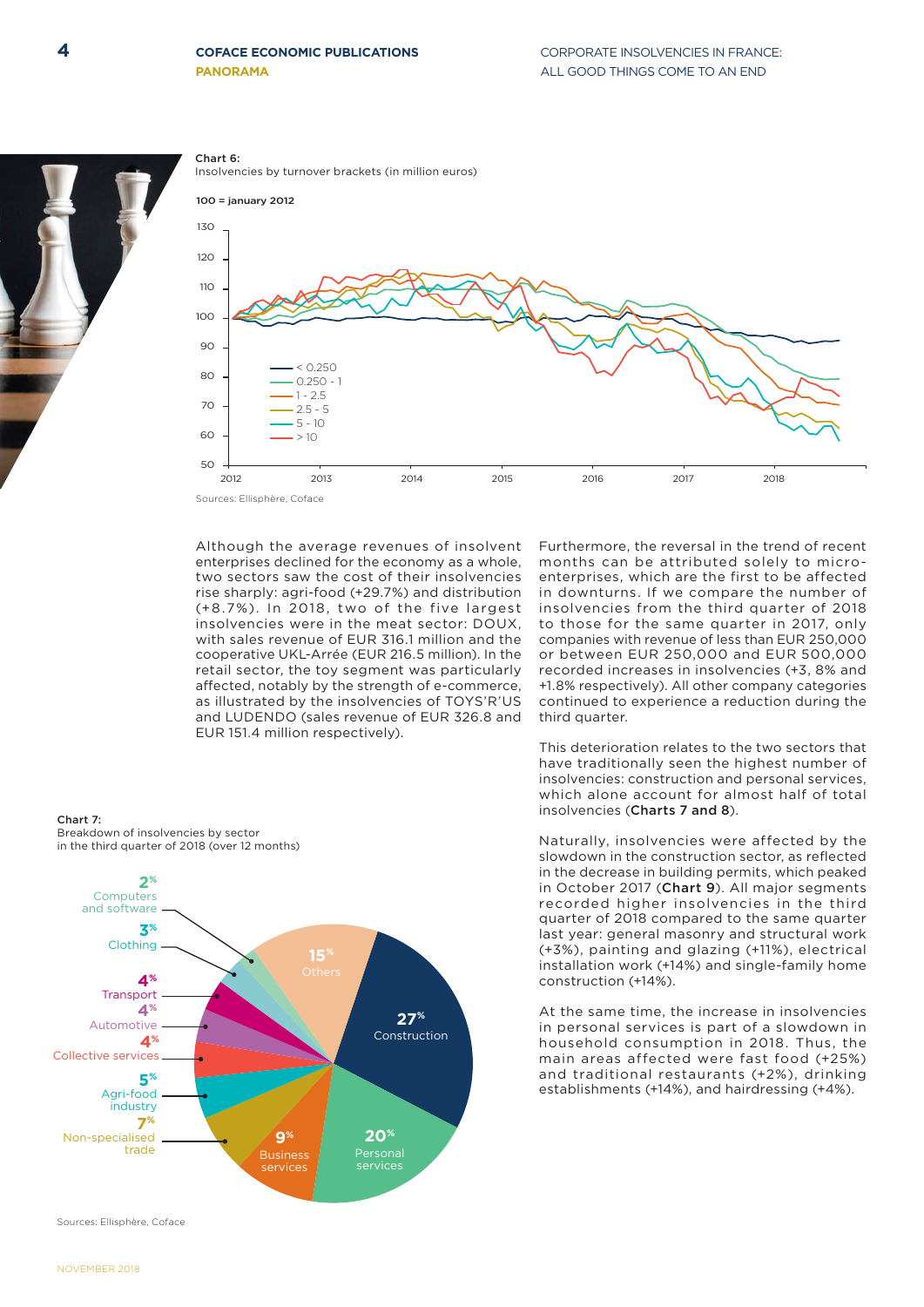**Chart 6:**
Insolvencies by turnover brackets (in million euros)

100 = january 2012

Sources: Ellisphère, Coface

Although the average revenues of insolvent enterprises declined for the economy as a whole, two sectors saw the cost of their insolvencies rise sharply: agri-food (+29.7%) and distribution (+8.7%). In 2018, two of the five largest insolvencies were in the meat sector: DOUX, with sales revenue of EUR 316.1 million and the cooperative UKL-Arrée (EUR 216.5 million). In the retail sector, the toy segment was particularly affected, notably by the strength of e-commerce, as illustrated by the insolvencies of TOYS'R'US and LUDENDO (sales revenue of EUR 326.8 and EUR 151.4 million respectively).

Furthermore, the reversal in the trend of recent months can be attributed solely to micro-enterprises, which are the first to be affected in downturns. If we compare the number of insolvencies from the third quarter of 2018 to those for the same quarter in 2017, only companies with revenue of less than EUR 250,000 or between EUR 250,000 and EUR 500,000 recorded increases in insolvencies (+3, 8% and +1.8% respectively). All other company categories continued to experience a reduction during the third quarter.

This deterioration relates to the two sectors that have traditionally seen the highest number of insolvencies: construction and personal services, which alone account for almost half of total insolvencies (**Charts 7 and 8**).

Naturally, insolvencies were affected by the slowdown in the construction sector, as reflected in the decrease in building permits, which peaked in October 2017 (**Chart 9**). All major segments recorded higher insolvencies in the third quarter of 2018 compared to the same quarter last year: general masonry and structural work (+3%), painting and glazing (+11%), electrical installation work (+14%) and single-family home construction (+14%).

At the same time, the increase in insolvencies in personal services is part of a slowdown in household consumption in 2018. Thus, the main areas affected were fast food (+25%) and traditional restaurants (+2%), drinking establishments (+14%), and hairdressing (+4%).

**Chart 7:**
Breakdown of insolvencies by sector in the third quarter of 2018 (over 12 months)

Sources: Ellisphère, Coface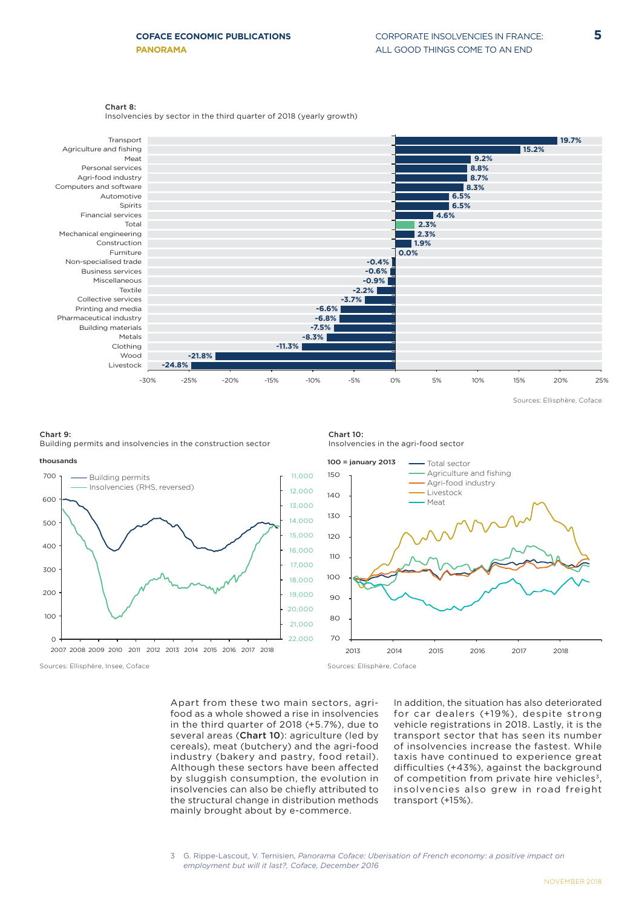**Chart 8:**
Insolvencies by sector in the third quarter of 2018 (yearly growth)

| Sector | Yearly growth |
|---|---|
| Transport | 19.7% |
| Agriculture and fishing | 15.2% |
| Meat | 9.2% |
| Personal services | 8.8% |
| Agri-food industry | 8.7% |
| Computers and software | 8.3% |
| Automotive | 6.5% |
| Spirits | 6.5% |
| Financial services | 4.6% |
| Total | 2.3% |
| Mechanical engineering | 2.3% |
| Construction | 1.9% |
| Furniture | 0.0% |
| Non-specialised trade | -0.4% |
| Business services | -0.6% |
| Miscellaneous | -0.9% |
| Textile | -2.2% |
| Collective services | -3.7% |
| Printing and media | -6.6% |
| Pharmaceutical industry | -6.8% |
| Building materials | -7.5% |
| Metals | -8.3% |
| Clothing | -11.3% |
| Wood | -21.8% |
| Livestock | -24.8% |

Sources: Ellisphère, Coface

**Chart 9:**
Building permits and insolvencies in the construction sector

thousands

Building permits; Insolvencies (RHS, reversed)

Sources: Ellisphère, Insee, Coface

**Chart 10:**
Insolvencies in the agri-food sector

100 = january 2013

Total sector; Agriculture and fishing; Agri-food industry; Livestock; Meat

Sources: Ellisphère, Coface

Apart from these two main sectors, agri-food as a whole showed a rise in insolvencies in the third quarter of 2018 (+5.7%), due to several areas (**Chart 10**): agriculture (led by cereals), meat (butchery) and the agri-food industry (bakery and pastry, food retail). Although these sectors have been affected by sluggish consumption, the evolution in insolvencies can also be chiefly attributed to the structural change in distribution methods mainly brought about by e-commerce.

In addition, the situation has also deteriorated for car dealers (+19%), despite strong vehicle registrations in 2018. Lastly, it is the transport sector that has seen its number of insolvencies increase the fastest. While taxis have continued to experience great difficulties (+43%), against the background of competition from private hire vehicles[3], insolvencies also grew in road freight transport (+15%).

3 G. Rippe-Lascout, V. Ternisien, *Panorama Coface: Uberisation of French economy: a positive impact on employment but will it last?, Coface, December 2016*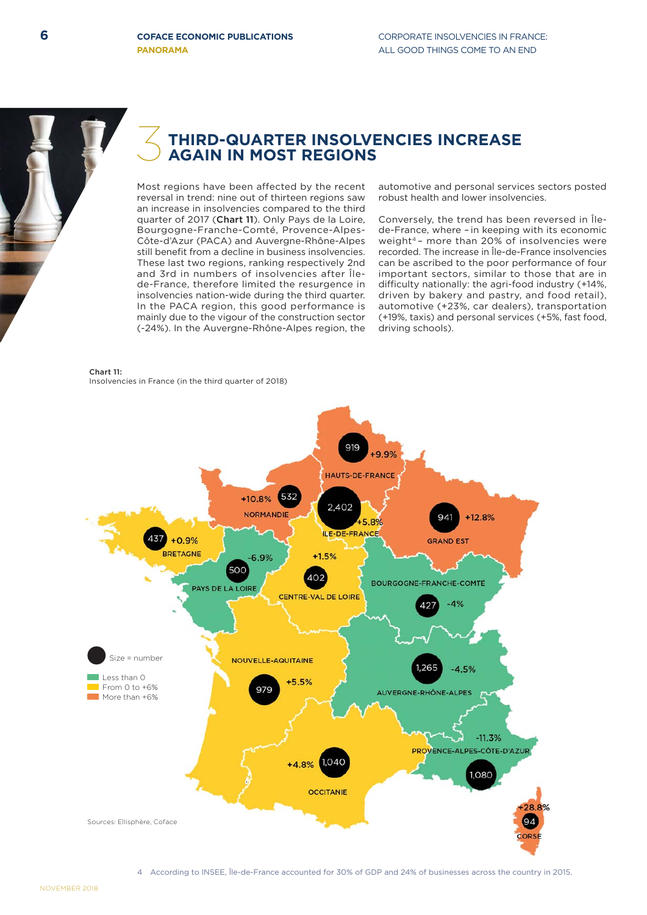# 3 THIRD-QUARTER INSOLVENCIES INCREASE AGAIN IN MOST REGIONS

Most regions have been affected by the recent reversal in trend: nine out of thirteen regions saw an increase in insolvencies compared to the third quarter of 2017 (**Chart 11**). Only Pays de la Loire, Bourgogne-Franche-Comté, Provence-Alpes-Côte-d'Azur (PACA) and Auvergne-Rhône-Alpes still benefit from a decline in business insolvencies. These last two regions, ranking respectively 2nd and 3rd in numbers of insolvencies after Île-de-France, therefore limited the resurgence in insolvencies nation-wide during the third quarter. In the PACA region, this good performance is mainly due to the vigour of the construction sector (-24%). In the Auvergne-Rhône-Alpes region, the automotive and personal services sectors posted robust health and lower insolvencies.

Conversely, the trend has been reversed in Île-de-France, where – in keeping with its economic weight[4] – more than 20% of insolvencies were recorded. The increase in Île-de-France insolvencies can be ascribed to the poor performance of four important sectors, similar to those that are in difficulty nationally: the agri-food industry (+14%, driven by bakery and pastry, and food retail), automotive (+23%, car dealers), transportation (+19%, taxis) and personal services (+5%, fast food, driving schools).

**Chart 11:**
Insolvencies in France (in the third quarter of 2018)

| Region | Number | Change |
|---|---|---|
| Hauts-de-France | 919 | +9.9% |
| Normandie | 532 | +10.8% |
| Île-de-France | 2,402 | +5.8% |
| Grand Est | 941 | +12.8% |
| Bretagne | 437 | +0.9% |
| Pays de la Loire | 500 | -6.9% |
| Centre-Val de Loire | 402 | +1.5% |
| Bourgogne-Franche-Comté | 427 | -4% |
| Nouvelle-Aquitaine | 979 | +5.5% |
| Auvergne-Rhône-Alpes | 1,265 | -4.5% |
| Provence-Alpes-Côte-d'Azur | 1,080 | -11.3% |
| Occitanie | 1,040 | +4.8% |
| Corse | 94 | +28.8% |

Size = number
Less than 0
From 0 to +6%
More than +6%

Sources: Ellisphère, Coface

4 According to INSEE, Île-de-France accounted for 30% of GDP and 24% of businesses across the country in 2015.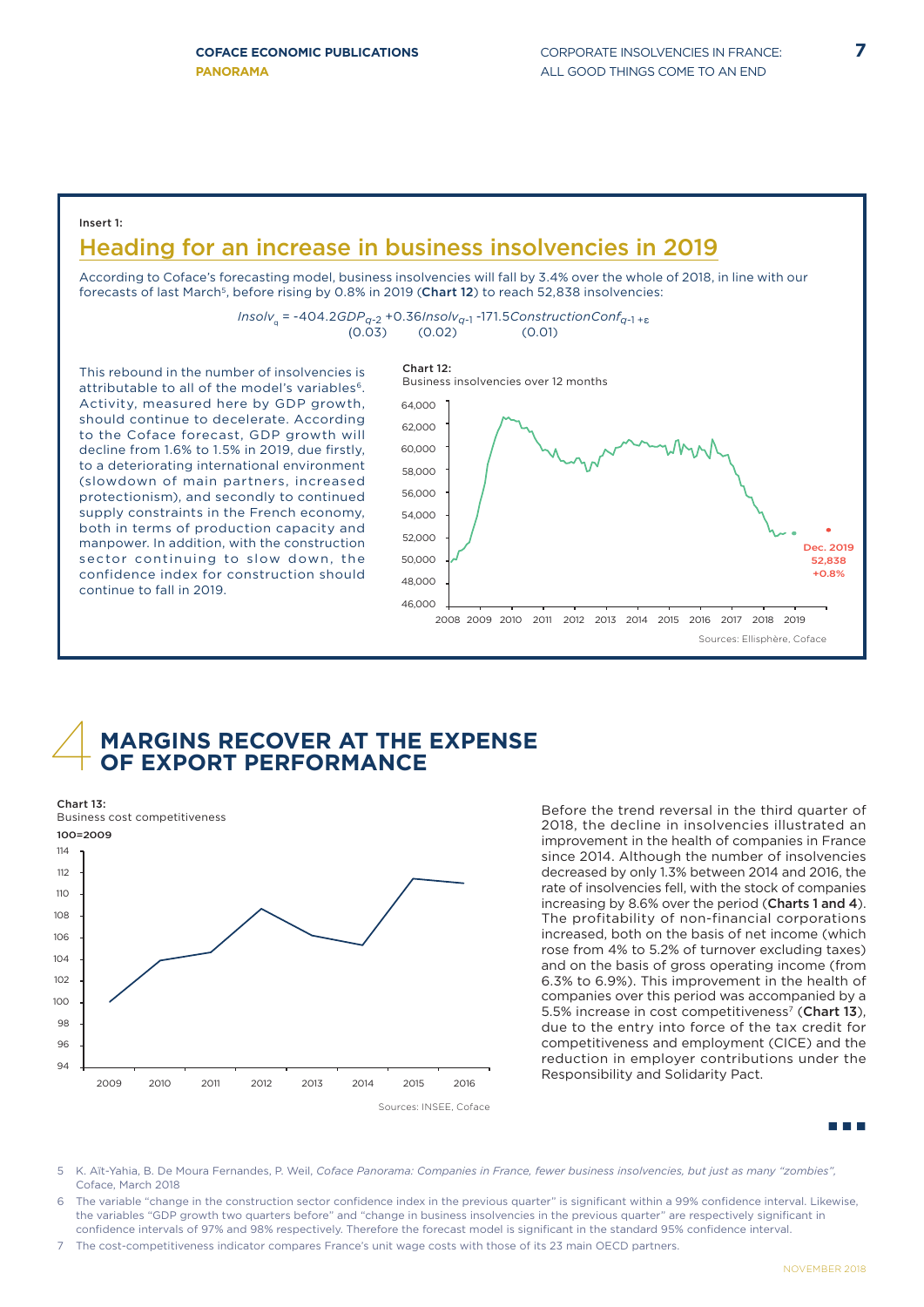Insert 1:

## Heading for an increase in business insolvencies in 2019

According to Coface's forecasting model, business insolvencies will fall by 3.4% over the whole of 2018, in line with our forecasts of last March[5], before rising by 0.8% in 2019 (**Chart 12**) to reach 52,838 insolvencies:

$$Insolv_q = -404.2GDP_{q-2} + 0.36Insolv_{q-1} - 171.5ConstructionConf_{q-1} + \varepsilon$$
$$(0.03) \qquad (0.02) \qquad (0.01)$$

This rebound in the number of insolvencies is attributable to all of the model's variables[6]. Activity, measured here by GDP growth, should continue to decelerate. According to the Coface forecast, GDP growth will decline from 1.6% to 1.5% in 2019, due firstly, to a deteriorating international environment (slowdown of main partners, increased protectionism), and secondly to continued supply constraints in the French economy, both in terms of production capacity and manpower. In addition, with the construction sector continuing to slow down, the confidence index for construction should continue to fall in 2019.

**Chart 12:**
Business insolvencies over 12 months

Dec. 2019
52,838
+0.8%

Sources: Ellisphère, Coface

# MARGINS RECOVER AT THE EXPENSE OF EXPORT PERFORMANCE

**Chart 13:**
Business cost competitiveness

100=2009

Sources: INSEE, Coface

Before the trend reversal in the third quarter of 2018, the decline in insolvencies illustrated an improvement in the health of companies in France since 2014. Although the number of insolvencies decreased by only 1.3% between 2014 and 2016, the rate of insolvencies fell, with the stock of companies increasing by 8.6% over the period (**Charts 1 and 4**). The profitability of non-financial corporations increased, both on the basis of net income (which rose from 4% to 5.2% of turnover excluding taxes) and on the basis of gross operating income (from 6.3% to 6.9%). This improvement in the health of companies over this period was accompanied by a 5.5% increase in cost competitiveness[7] (**Chart 13**), due to the entry into force of the tax credit for competitiveness and employment (CICE) and the reduction in employer contributions under the Responsibility and Solidarity Pact.

---

5 K. Aït-Yahia, B. De Moura Fernandes, P. Weil, *Coface Panorama: Companies in France, fewer business insolvencies, but just as many "zombies"*, Coface, March 2018

6 The variable "change in the construction sector confidence index in the previous quarter" is significant within a 99% confidence interval. Likewise, the variables "GDP growth two quarters before" and "change in business insolvencies in the previous quarter" are respectively significant in confidence intervals of 97% and 98% respectively. Therefore the forecast model is significant in the standard 95% confidence interval.

7 The cost-competitiveness indicator compares France's unit wage costs with those of its 23 main OECD partners.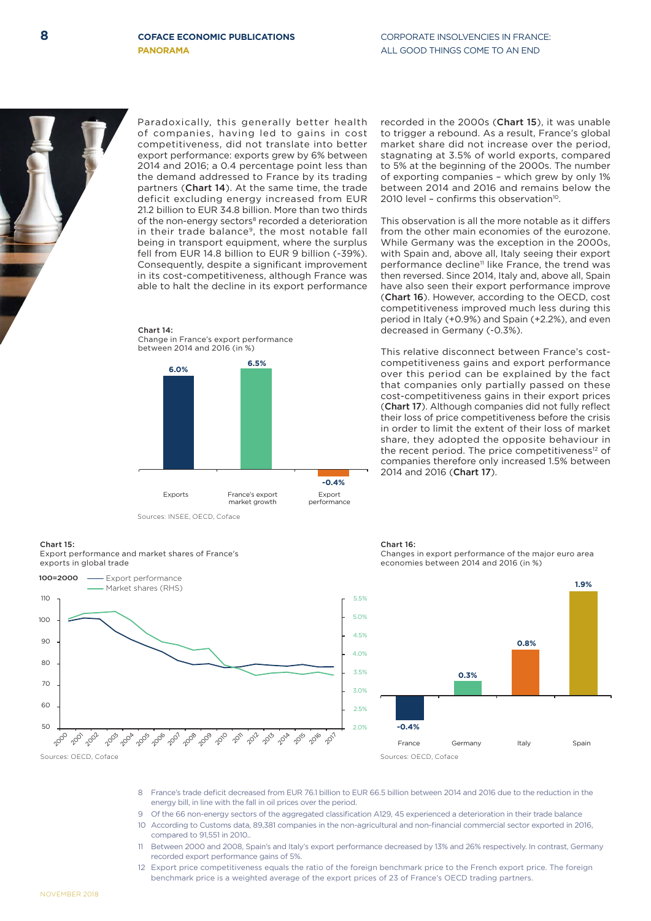Paradoxically, this generally better health of companies, having led to gains in cost competitiveness, did not translate into better export performance: exports grew by 6% between 2014 and 2016; a 0.4 percentage point less than the demand addressed to France by its trading partners (**Chart 14**). At the same time, the trade deficit excluding energy increased from EUR 21.2 billion to EUR 34.8 billion. More than two thirds of the non-energy sectors[8] recorded a deterioration in their trade balance[9], the most notable fall being in transport equipment, where the surplus fell from EUR 14.8 billion to EUR 9 billion (-39%). Consequently, despite a significant improvement in its cost-competitiveness, although France was able to halt the decline in its export performance recorded in the 2000s (**Chart 15**), it was unable to trigger a rebound. As a result, France's global market share did not increase over the period, stagnating at 3.5% of world exports, compared to 5% at the beginning of the 2000s. The number of exporting companies – which grew by only 1% between 2014 and 2016 and remains below the 2010 level – confirms this observation[10].

**Chart 14:**
Change in France's export performance between 2014 and 2016 (in %)

| | Exports | France's export market growth | Export performance |
|---|---|---|---|
| % | 6.0% | 6.5% | -0.4% |

Sources: INSEE, OECD, Coface

This observation is all the more notable as it differs from the other main economies of the eurozone. While Germany was the exception in the 2000s, with Spain and, above all, Italy seeing their export performance decline[11] like France, the trend was then reversed. Since 2014, Italy and, above all, Spain have also seen their export performance improve (**Chart 16**). However, according to the OECD, cost competitiveness improved much less during this period in Italy (+0.9%) and Spain (+2.2%), and even decreased in Germany (-0.3%).

This relative disconnect between France's cost-competitiveness gains and export performance over this period can be explained by the fact that companies only partially passed on these cost-competitiveness gains in their export prices (**Chart 17**). Although companies did not fully reflect their loss of price competitiveness before the crisis in order to limit the extent of their loss of market share, they adopted the opposite behaviour in the recent period. The price competitiveness[12] of companies therefore only increased 1.5% between 2014 and 2016 (**Chart 17**).

**Chart 15:**
Export performance and market shares of France's exports in global trade

100=2000 — Export performance; — Market shares (RHS)

Sources: OECD, Coface

**Chart 16:**
Changes in export performance of the major euro area economies between 2014 and 2016 (in %)

| | France | Germany | Italy | Spain |
|---|---|---|---|---|
| % | -0.4% | 0.3% | 0.8% | 1.9% |

Sources: OECD, Coface

8 France's trade deficit decreased from EUR 76.1 billion to EUR 66.5 billion between 2014 and 2016 due to the reduction in the energy bill, in line with the fall in oil prices over the period.

9 Of the 66 non-energy sectors of the aggregated classification A129, 45 experienced a deterioration in their trade balance

10 According to Customs data, 89,381 companies in the non-agricultural and non-financial commercial sector exported in 2016, compared to 91,551 in 2010..

11 Between 2000 and 2008, Spain's and Italy's export performance decreased by 13% and 26% respectively. In contrast, Germany recorded export performance gains of 5%.

12 Export price competitiveness equals the ratio of the foreign benchmark price to the French export price. The foreign benchmark price is a weighted average of the export prices of 23 of France's OECD trading partners.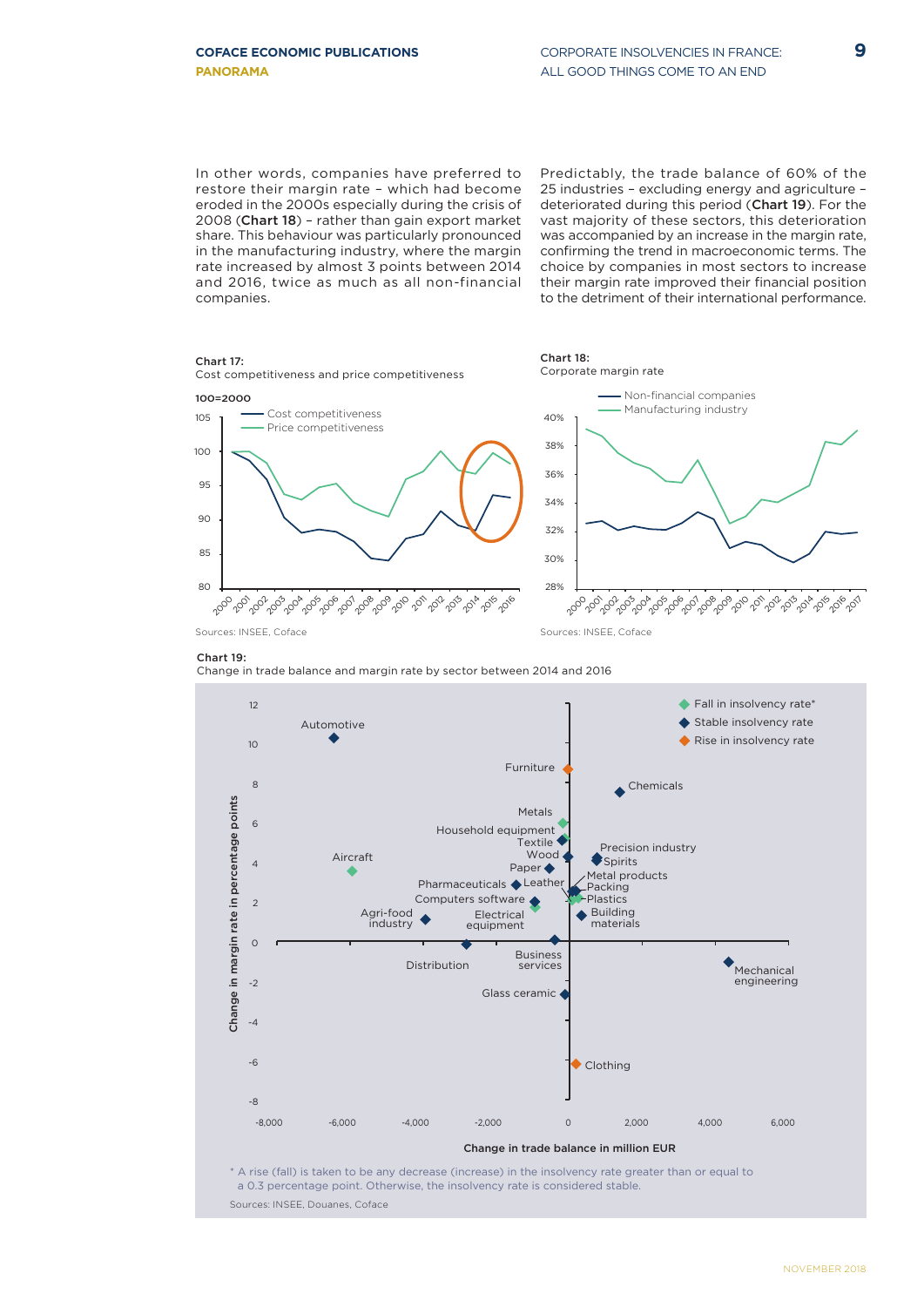In other words, companies have preferred to restore their margin rate – which had become eroded in the 2000s especially during the crisis of 2008 (**Chart 18**) – rather than gain export market share. This behaviour was particularly pronounced in the manufacturing industry, where the margin rate increased by almost 3 points between 2014 and 2016, twice as much as all non-financial companies.

Predictably, the trade balance of 60% of the 25 industries – excluding energy and agriculture – deteriorated during this period (**Chart 19**). For the vast majority of these sectors, this deterioration was accompanied by an increase in the margin rate, confirming the trend in macroeconomic terms. The choice by companies in most sectors to increase their margin rate improved their financial position to the detriment of their international performance.

**Chart 17:**
Cost competitiveness and price competitiveness

100=2000

Legend: Cost competitiveness; Price competitiveness

Sources: INSEE, Coface

**Chart 18:**
Corporate margin rate

Legend: Non-financial companies; Manufacturing industry

Sources: INSEE, Coface

**Chart 19:**
Change in trade balance and margin rate by sector between 2014 and 2016

Legend: Fall in insolvency rate*; Stable insolvency rate; Rise in insolvency rate

Y-axis: Change in margin rate in percentage points
X-axis: Change in trade balance in million EUR

Sectors shown: Automotive, Furniture, Chemicals, Metals, Household equipment, Textile, Wood, Paper, Aircraft, Precision industry, Spirits, Metal products, Packing, Plastics, Pharmaceuticals, Leather, Computers software, Electrical equipment, Building materials, Agri-food industry, Distribution, Business services, Mechanical engineering, Glass ceramic, Clothing

\* A rise (fall) is taken to be any decrease (increase) in the insolvency rate greater than or equal to a 0.3 percentage point. Otherwise, the insolvency rate is considered stable.

Sources: INSEE, Douanes, Coface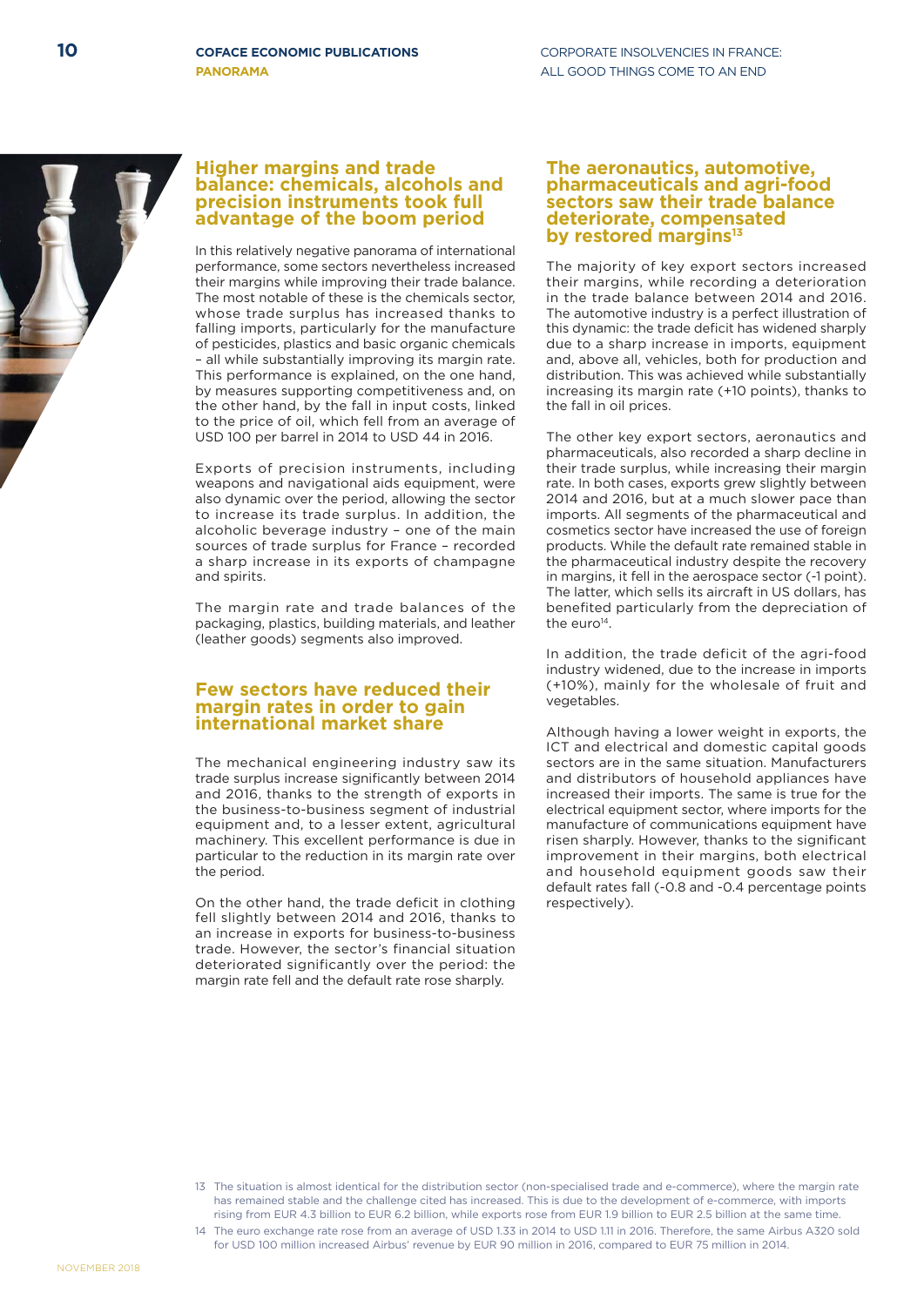## Higher margins and trade balance: chemicals, alcohols and precision instruments took full advantage of the boom period

In this relatively negative panorama of international performance, some sectors nevertheless increased their margins while improving their trade balance. The most notable of these is the chemicals sector, whose trade surplus has increased thanks to falling imports, particularly for the manufacture of pesticides, plastics and basic organic chemicals – all while substantially improving its margin rate. This performance is explained, on the one hand, by measures supporting competitiveness and, on the other hand, by the fall in input costs, linked to the price of oil, which fell from an average of USD 100 per barrel in 2014 to USD 44 in 2016.

Exports of precision instruments, including weapons and navigational aids equipment, were also dynamic over the period, allowing the sector to increase its trade surplus. In addition, the alcoholic beverage industry – one of the main sources of trade surplus for France – recorded a sharp increase in its exports of champagne and spirits.

The margin rate and trade balances of the packaging, plastics, building materials, and leather (leather goods) segments also improved.

## Few sectors have reduced their margin rates in order to gain international market share

The mechanical engineering industry saw its trade surplus increase significantly between 2014 and 2016, thanks to the strength of exports in the business-to-business segment of industrial equipment and, to a lesser extent, agricultural machinery. This excellent performance is due in particular to the reduction in its margin rate over the period.

On the other hand, the trade deficit in clothing fell slightly between 2014 and 2016, thanks to an increase in exports for business-to-business trade. However, the sector's financial situation deteriorated significantly over the period: the margin rate fell and the default rate rose sharply.

## The aeronautics, automotive, pharmaceuticals and agri-food sectors saw their trade balance deteriorate, compensated by restored margins[13]

The majority of key export sectors increased their margins, while recording a deterioration in the trade balance between 2014 and 2016. The automotive industry is a perfect illustration of this dynamic: the trade deficit has widened sharply due to a sharp increase in imports, equipment and, above all, vehicles, both for production and distribution. This was achieved while substantially increasing its margin rate (+10 points), thanks to the fall in oil prices.

The other key export sectors, aeronautics and pharmaceuticals, also recorded a sharp decline in their trade surplus, while increasing their margin rate. In both cases, exports grew slightly between 2014 and 2016, but at a much slower pace than imports. All segments of the pharmaceutical and cosmetics sector have increased the use of foreign products. While the default rate remained stable in the pharmaceutical industry despite the recovery in margins, it fell in the aerospace sector (-1 point). The latter, which sells its aircraft in US dollars, has benefited particularly from the depreciation of the euro[14].

In addition, the trade deficit of the agri-food industry widened, due to the increase in imports (+10%), mainly for the wholesale of fruit and vegetables.

Although having a lower weight in exports, the ICT and electrical and domestic capital goods sectors are in the same situation. Manufacturers and distributors of household appliances have increased their imports. The same is true for the electrical equipment sector, where imports for the manufacture of communications equipment have risen sharply. However, thanks to the significant improvement in their margins, both electrical and household equipment goods saw their default rates fall (-0.8 and -0.4 percentage points respectively).

---

13 The situation is almost identical for the distribution sector (non-specialised trade and e-commerce), where the margin rate has remained stable and the challenge cited has increased. This is due to the development of e-commerce, with imports rising from EUR 4.3 billion to EUR 6.2 billion, while exports rose from EUR 1.9 billion to EUR 2.5 billion at the same time.

14 The euro exchange rate rose from an average of USD 1.33 in 2014 to USD 1.11 in 2016. Therefore, the same Airbus A320 sold for USD 100 million increased Airbus' revenue by EUR 90 million in 2016, compared to EUR 75 million in 2014.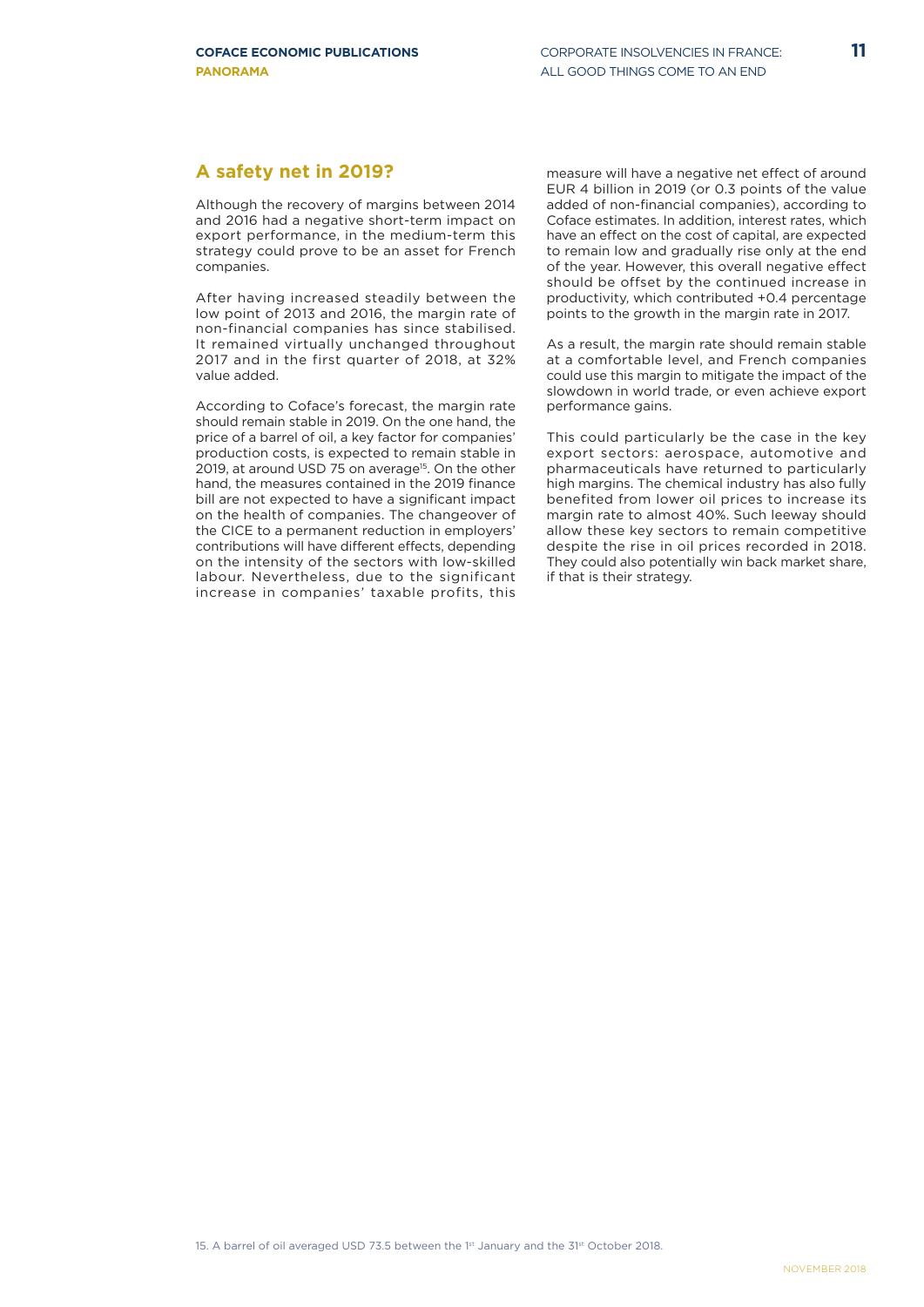## A safety net in 2019?

Although the recovery of margins between 2014 and 2016 had a negative short-term impact on export performance, in the medium-term this strategy could prove to be an asset for French companies.

After having increased steadily between the low point of 2013 and 2016, the margin rate of non-financial companies has since stabilised. It remained virtually unchanged throughout 2017 and in the first quarter of 2018, at 32% value added.

According to Coface's forecast, the margin rate should remain stable in 2019. On the one hand, the price of a barrel of oil, a key factor for companies' production costs, is expected to remain stable in 2019, at around USD 75 on average[15]. On the other hand, the measures contained in the 2019 finance bill are not expected to have a significant impact on the health of companies. The changeover of the CICE to a permanent reduction in employers' contributions will have different effects, depending on the intensity of the sectors with low-skilled labour. Nevertheless, due to the significant increase in companies' taxable profits, this measure will have a negative net effect of around EUR 4 billion in 2019 (or 0.3 points of the value added of non-financial companies), according to Coface estimates. In addition, interest rates, which have an effect on the cost of capital, are expected to remain low and gradually rise only at the end of the year. However, this overall negative effect should be offset by the continued increase in productivity, which contributed +0.4 percentage points to the growth in the margin rate in 2017.

As a result, the margin rate should remain stable at a comfortable level, and French companies could use this margin to mitigate the impact of the slowdown in world trade, or even achieve export performance gains.

This could particularly be the case in the key export sectors: aerospace, automotive and pharmaceuticals have returned to particularly high margins. The chemical industry has also fully benefited from lower oil prices to increase its margin rate to almost 40%. Such leeway should allow these key sectors to remain competitive despite the rise in oil prices recorded in 2018. They could also potentially win back market share, if that is their strategy.

15. A barrel of oil averaged USD 73.5 between the 1st January and the 31st October 2018.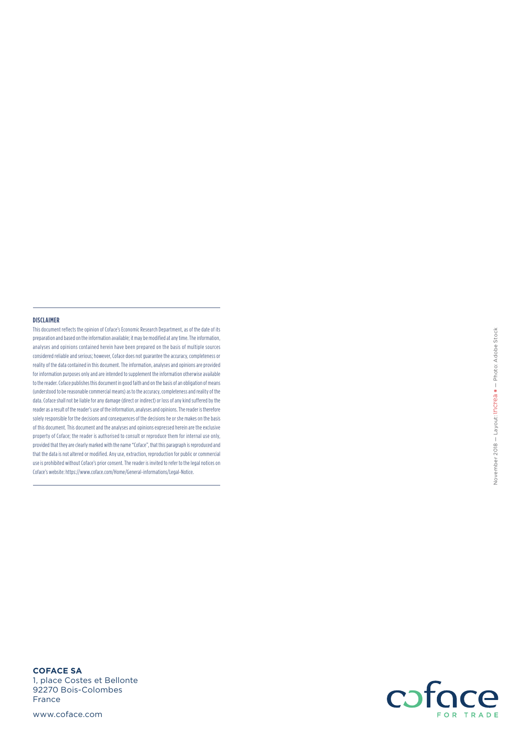**DISCLAIMER**

This document reflects the opinion of Coface's Economic Research Department, as of the date of its preparation and based on the information available; it may be modified at any time. The information, analyses and opinions contained herein have been prepared on the basis of multiple sources considered reliable and serious; however, Coface does not guarantee the accuracy, completeness or reality of the data contained in this document. The information, analyses and opinions are provided for information purposes only and are intended to supplement the information otherwise available to the reader. Coface publishes this document in good faith and on the basis of an obligation of means (understood to be reasonable commercial means) as to the accuracy, completeness and reality of the data. Coface shall not be liable for any damage (direct or indirect) or loss of any kind suffered by the reader as a result of the reader's use of the information, analyses and opinions. The reader is therefore solely responsible for the decisions and consequences of the decisions he or she makes on the basis of this document. This document and the analyses and opinions expressed herein are the exclusive property of Coface; the reader is authorised to consult or reproduce them for internal use only, provided that they are clearly marked with the name "Coface", that this paragraph is reproduced and that the data is not altered or modified. Any use, extraction, reproduction for public or commercial use is prohibited without Coface's prior consent. The reader is invited to refer to the legal notices on Coface's website: https://www.coface.com/Home/General-informations/Legal-Notice.

November 2018 — Layout: increa — Photo: Adobe Stock

**COFACE SA**
1, place Costes et Bellonte
92270 Bois-Colombes
France

www.coface.com

coface
FOR TRADE